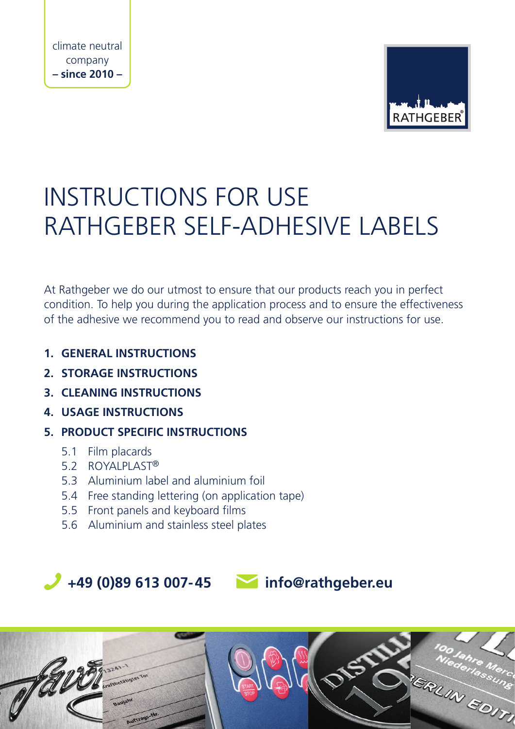climate neutral company
**– since 2010 –**

# INSTRUCTIONS FOR USE RATHGEBER SELF-ADHESIVE LABELS

At Rathgeber we do our utmost to ensure that our products reach you in perfect condition. To help you during the application process and to ensure the effectiveness of the adhesive we recommend you to read and observe our instructions for use.

1. **GENERAL INSTRUCTIONS**
2. **STORAGE INSTRUCTIONS**
3. **CLEANING INSTRUCTIONS**
4. **USAGE INSTRUCTIONS**
5. **PRODUCT SPECIFIC INSTRUCTIONS**
   - 5.1 Film placards
   - 5.2 ROYALPLAST®
   - 5.3 Aluminium label and aluminium foil
   - 5.4 Free standing lettering (on application tape)
   - 5.5 Front panels and keyboard films
   - 5.6 Aluminium and stainless steel plates

**+49 (0)89 613 007-45** **info@rathgeber.eu**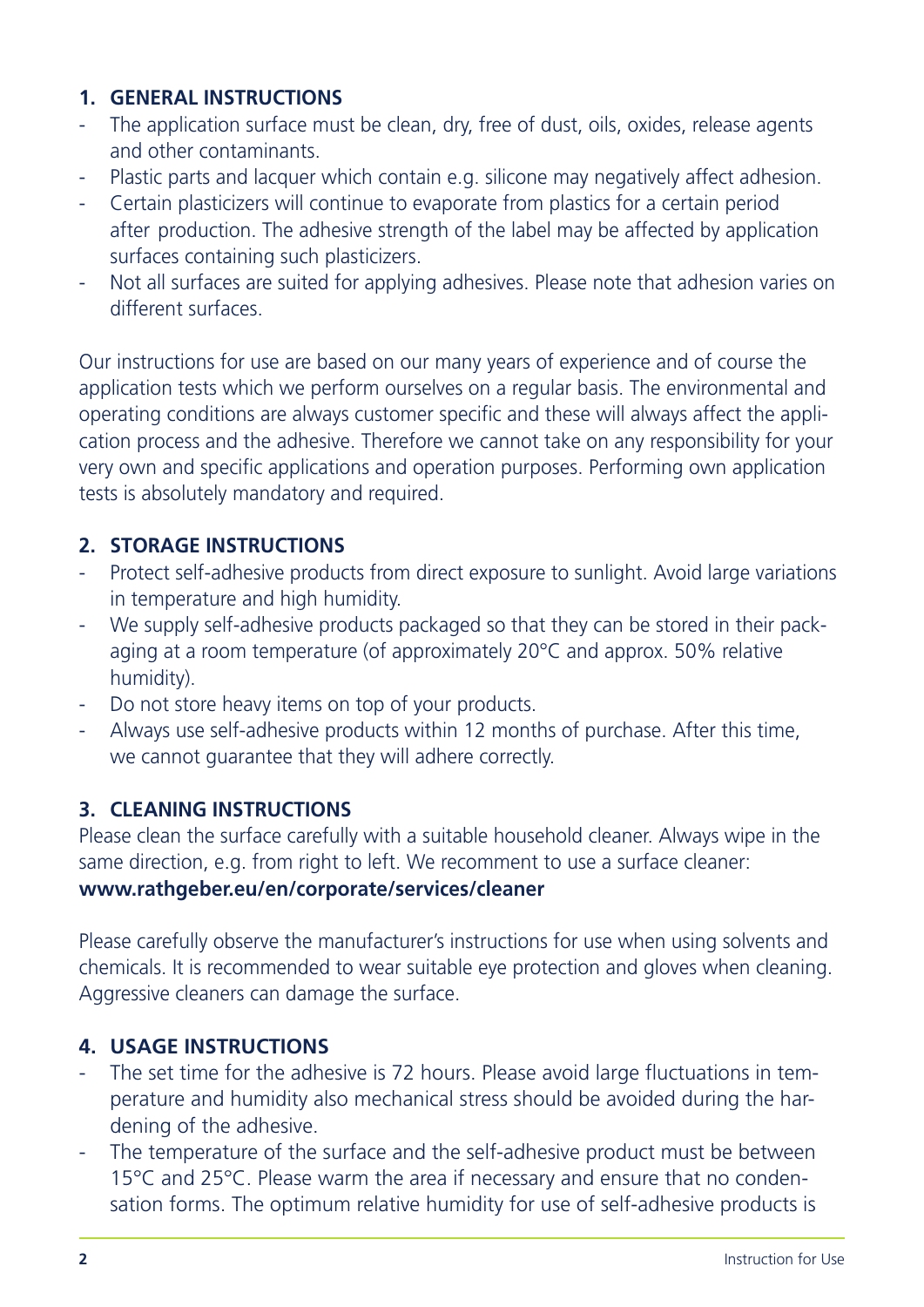## 1. GENERAL INSTRUCTIONS

- The application surface must be clean, dry, free of dust, oils, oxides, release agents and other contaminants.
- Plastic parts and lacquer which contain e.g. silicone may negatively affect adhesion.
- Certain plasticizers will continue to evaporate from plastics for a certain period after production. The adhesive strength of the label may be affected by application surfaces containing such plasticizers.
- Not all surfaces are suited for applying adhesives. Please note that adhesion varies on different surfaces.

Our instructions for use are based on our many years of experience and of course the application tests which we perform ourselves on a regular basis. The environmental and operating conditions are always customer specific and these will always affect the application process and the adhesive. Therefore we cannot take on any responsibility for your very own and specific applications and operation purposes. Performing own application tests is absolutely mandatory and required.

## 2. STORAGE INSTRUCTIONS

- Protect self-adhesive products from direct exposure to sunlight. Avoid large variations in temperature and high humidity.
- We supply self-adhesive products packaged so that they can be stored in their packaging at a room temperature (of approximately 20°C and approx. 50% relative humidity).
- Do not store heavy items on top of your products.
- Always use self-adhesive products within 12 months of purchase. After this time, we cannot guarantee that they will adhere correctly.

## 3. CLEANING INSTRUCTIONS

Please clean the surface carefully with a suitable household cleaner. Always wipe in the same direction, e.g. from right to left. We recomment to use a surface cleaner: **www.rathgeber.eu/en/corporate/services/cleaner**

Please carefully observe the manufacturer's instructions for use when using solvents and chemicals. It is recommended to wear suitable eye protection and gloves when cleaning. Aggressive cleaners can damage the surface.

## 4. USAGE INSTRUCTIONS

- The set time for the adhesive is 72 hours. Please avoid large fluctuations in temperature and humidity also mechanical stress should be avoided during the hardening of the adhesive.
- The temperature of the surface and the self-adhesive product must be between 15°C and 25°C. Please warm the area if necessary and ensure that no condensation forms. The optimum relative humidity for use of self-adhesive products is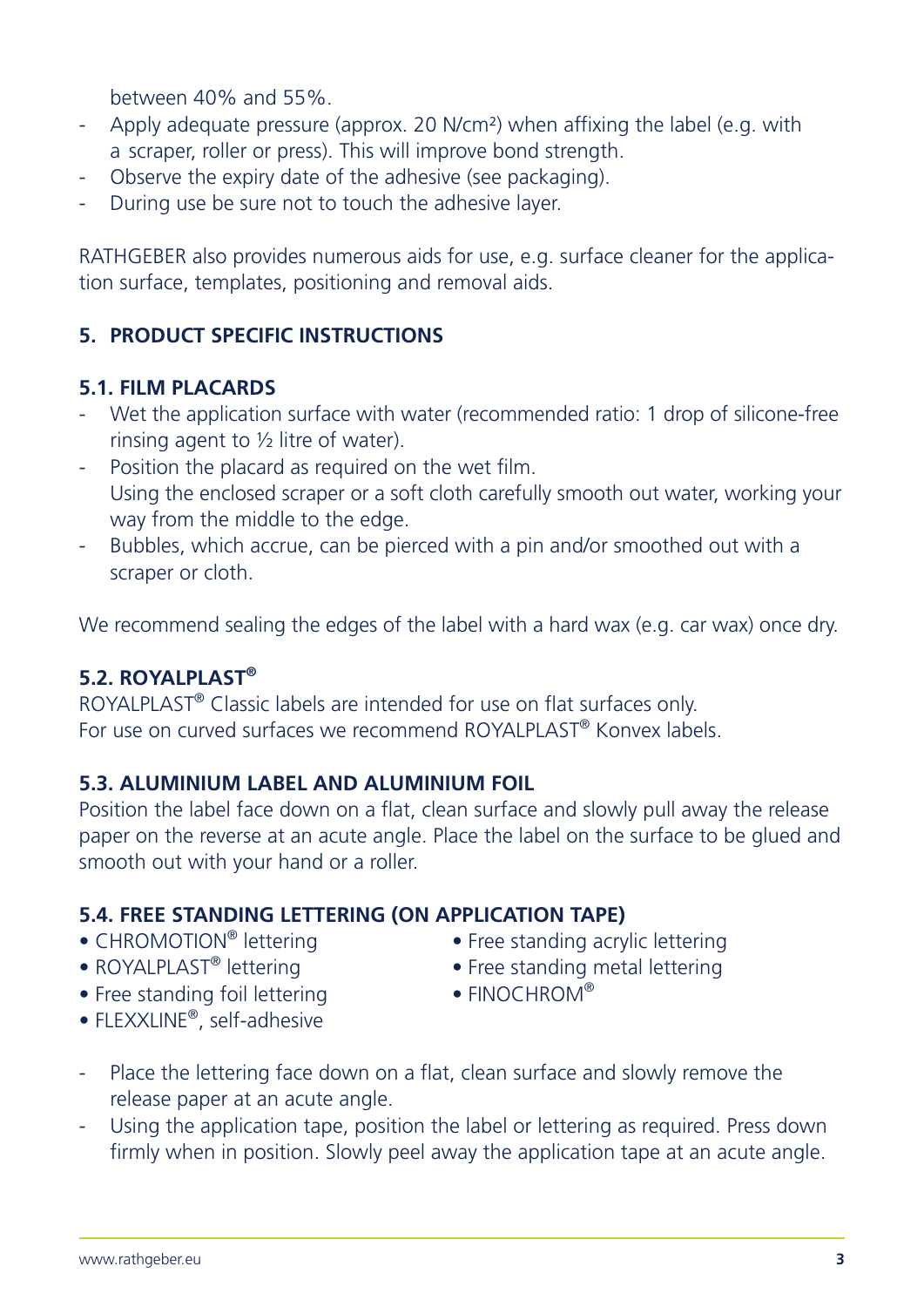between 40% and 55%.

- Apply adequate pressure (approx. 20 N/cm²) when affixing the label (e.g. with a scraper, roller or press). This will improve bond strength.
- Observe the expiry date of the adhesive (see packaging).
- During use be sure not to touch the adhesive layer.

RATHGEBER also provides numerous aids for use, e.g. surface cleaner for the application surface, templates, positioning and removal aids.

## 5. PRODUCT SPECIFIC INSTRUCTIONS

### 5.1. FILM PLACARDS

- Wet the application surface with water (recommended ratio: 1 drop of silicone-free rinsing agent to ½ litre of water).
- Position the placard as required on the wet film.
  Using the enclosed scraper or a soft cloth carefully smooth out water, working your way from the middle to the edge.
- Bubbles, which accrue, can be pierced with a pin and/or smoothed out with a scraper or cloth.

We recommend sealing the edges of the label with a hard wax (e.g. car wax) once dry.

### 5.2. ROYALPLAST®

ROYALPLAST® Classic labels are intended for use on flat surfaces only.
For use on curved surfaces we recommend ROYALPLAST® Konvex labels.

### 5.3. ALUMINIUM LABEL AND ALUMINIUM FOIL

Position the label face down on a flat, clean surface and slowly pull away the release paper on the reverse at an acute angle. Place the label on the surface to be glued and smooth out with your hand or a roller.

### 5.4. FREE STANDING LETTERING (ON APPLICATION TAPE)

- CHROMOTION® lettering
- ROYALPLAST® lettering
- Free standing foil lettering
- FLEXXLINE®, self-adhesive
- Free standing acrylic lettering
- Free standing metal lettering
- FINOCHROM®

- Place the lettering face down on a flat, clean surface and slowly remove the release paper at an acute angle.
- Using the application tape, position the label or lettering as required. Press down firmly when in position. Slowly peel away the application tape at an acute angle.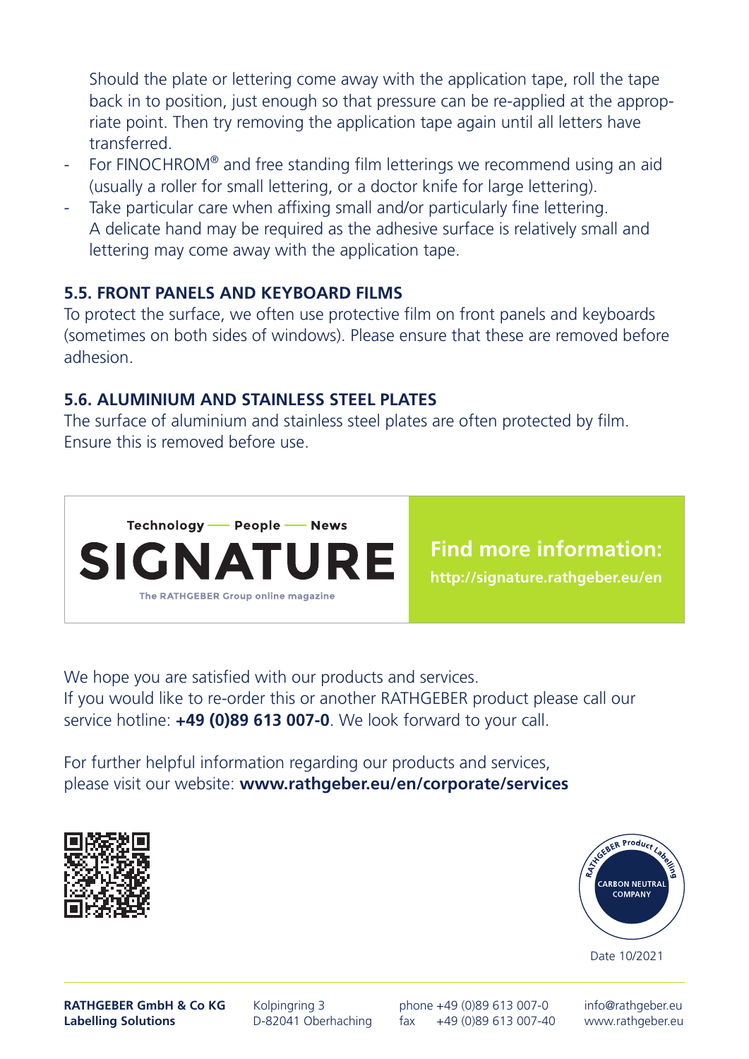Should the plate or lettering come away with the application tape, roll the tape back in to position, just enough so that pressure can be re-applied at the appropriate point. Then try removing the application tape again until all letters have transferred.

- For FINOCHROM® and free standing film letterings we recommend using an aid (usually a roller for small lettering, or a doctor knife for large lettering).
- Take particular care when affixing small and/or particularly fine lettering. A delicate hand may be required as the adhesive surface is relatively small and lettering may come away with the application tape.

### 5.5. FRONT PANELS AND KEYBOARD FILMS

To protect the surface, we often use protective film on front panels and keyboards (sometimes on both sides of windows). Please ensure that these are removed before adhesion.

### 5.6. ALUMINIUM AND STAINLESS STEEL PLATES

The surface of aluminium and stainless steel plates are often protected by film. Ensure this is removed before use.

Technology — People — News

**SIGNATURE**

The RATHGEBER Group online magazine

**Find more information:**
**http://signature.rathgeber.eu/en**

We hope you are satisfied with our products and services.
If you would like to re-order this or another RATHGEBER product please call our service hotline: **+49 (0)89 613 007-0**. We look forward to your call.

For further helpful information regarding our products and services, please visit our website: **www.rathgeber.eu/en/corporate/services**

RATHGEBER Product Labelling
CARBON NEUTRAL COMPANY

Date 10/2021

**RATHGEBER GmbH & Co KG**
**Labelling Solutions**

Kolpingring 3
D-82041 Oberhaching

phone +49 (0)89 613 007-0
fax +49 (0)89 613 007-40

info@rathgeber.eu
www.rathgeber.eu